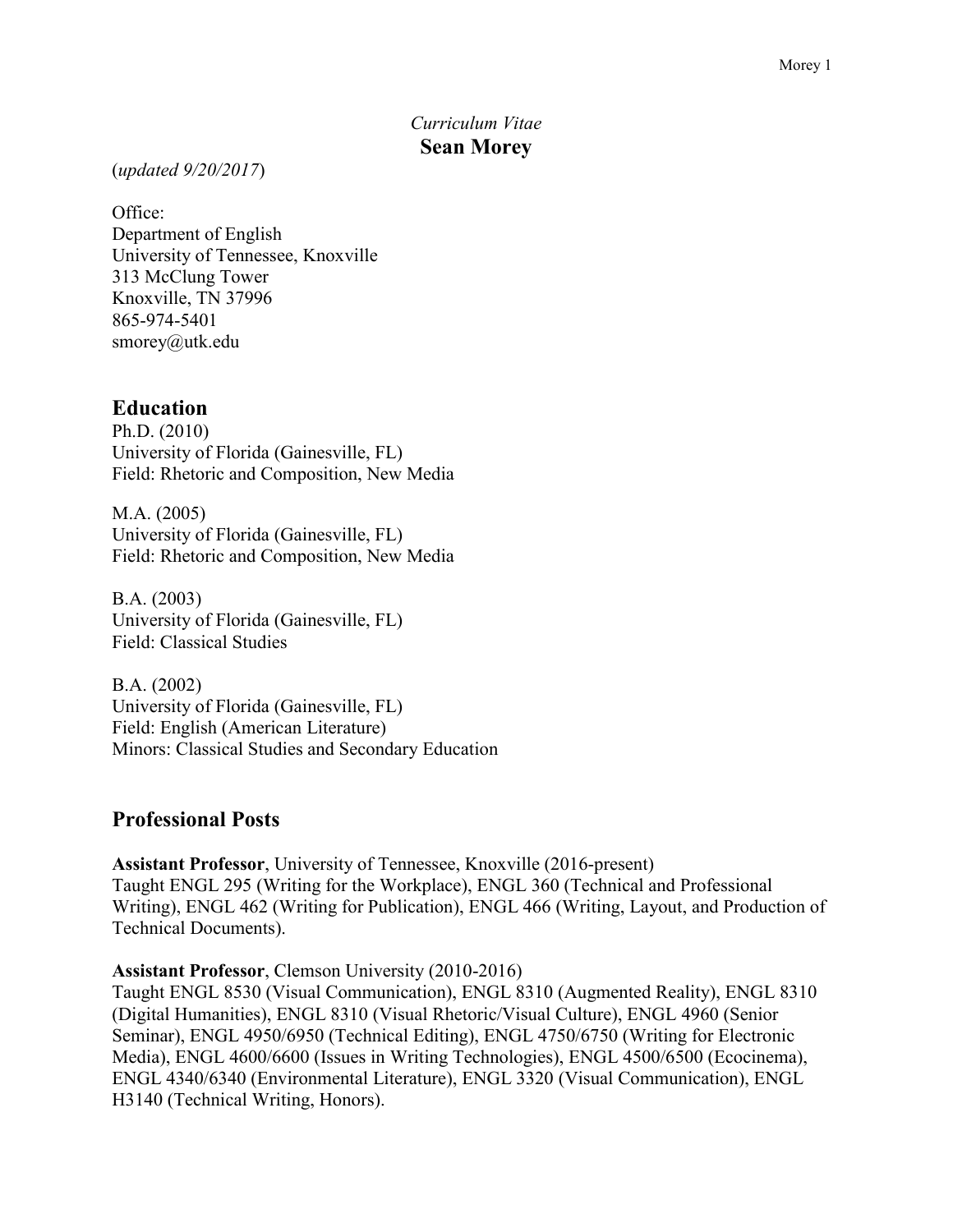*Curriculum Vitae*
# Sean Morey

(*updated 9/20/2017*)

Office:
Department of English
University of Tennessee, Knoxville
313 McClung Tower
Knoxville, TN 37996
865-974-5401
smorey@utk.edu

## Education

Ph.D. (2010)
University of Florida (Gainesville, FL)
Field: Rhetoric and Composition, New Media

M.A. (2005)
University of Florida (Gainesville, FL)
Field: Rhetoric and Composition, New Media

B.A. (2003)
University of Florida (Gainesville, FL)
Field: Classical Studies

B.A. (2002)
University of Florida (Gainesville, FL)
Field: English (American Literature)
Minors: Classical Studies and Secondary Education

## Professional Posts

**Assistant Professor**, University of Tennessee, Knoxville (2016-present)
Taught ENGL 295 (Writing for the Workplace), ENGL 360 (Technical and Professional Writing), ENGL 462 (Writing for Publication), ENGL 466 (Writing, Layout, and Production of Technical Documents).

**Assistant Professor**, Clemson University (2010-2016)
Taught ENGL 8530 (Visual Communication), ENGL 8310 (Augmented Reality), ENGL 8310 (Digital Humanities), ENGL 8310 (Visual Rhetoric/Visual Culture), ENGL 4960 (Senior Seminar), ENGL 4950/6950 (Technical Editing), ENGL 4750/6750 (Writing for Electronic Media), ENGL 4600/6600 (Issues in Writing Technologies), ENGL 4500/6500 (Ecocinema), ENGL 4340/6340 (Environmental Literature), ENGL 3320 (Visual Communication), ENGL H3140 (Technical Writing, Honors).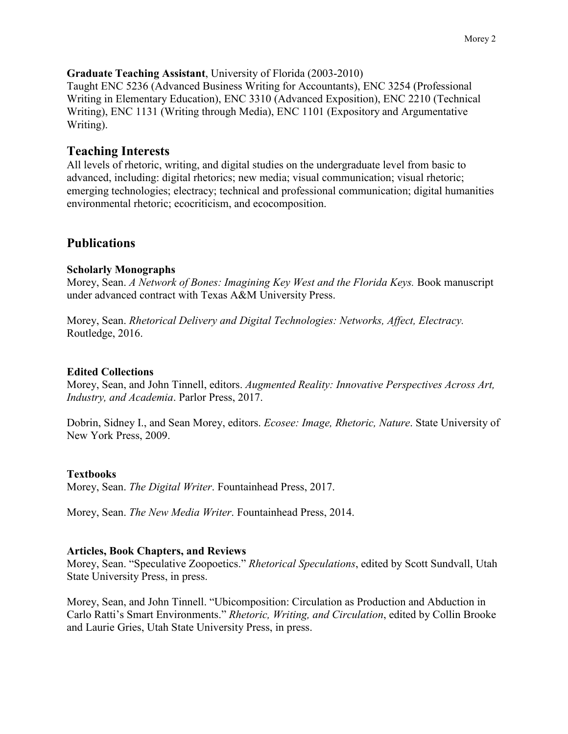**Graduate Teaching Assistant**, University of Florida (2003-2010)
Taught ENC 5236 (Advanced Business Writing for Accountants), ENC 3254 (Professional Writing in Elementary Education), ENC 3310 (Advanced Exposition), ENC 2210 (Technical Writing), ENC 1131 (Writing through Media), ENC 1101 (Expository and Argumentative Writing).

## Teaching Interests

All levels of rhetoric, writing, and digital studies on the undergraduate level from basic to advanced, including: digital rhetorics; new media; visual communication; visual rhetoric; emerging technologies; electracy; technical and professional communication; digital humanities environmental rhetoric; ecocriticism, and ecocomposition.

## Publications

### Scholarly Monographs

Morey, Sean. *A Network of Bones: Imagining Key West and the Florida Keys.* Book manuscript under advanced contract with Texas A&M University Press.

Morey, Sean. *Rhetorical Delivery and Digital Technologies: Networks, Affect, Electracy.* Routledge, 2016.

### Edited Collections

Morey, Sean, and John Tinnell, editors. *Augmented Reality: Innovative Perspectives Across Art, Industry, and Academia*. Parlor Press, 2017.

Dobrin, Sidney I., and Sean Morey, editors. *Ecosee: Image, Rhetoric, Nature*. State University of New York Press, 2009.

### Textbooks

Morey, Sean. *The Digital Writer*. Fountainhead Press, 2017.

Morey, Sean. *The New Media Writer*. Fountainhead Press, 2014.

### Articles, Book Chapters, and Reviews

Morey, Sean. "Speculative Zoopoetics." *Rhetorical Speculations*, edited by Scott Sundvall, Utah State University Press, in press.

Morey, Sean, and John Tinnell. "Ubicomposition: Circulation as Production and Abduction in Carlo Ratti's Smart Environments." *Rhetoric, Writing, and Circulation*, edited by Collin Brooke and Laurie Gries, Utah State University Press, in press.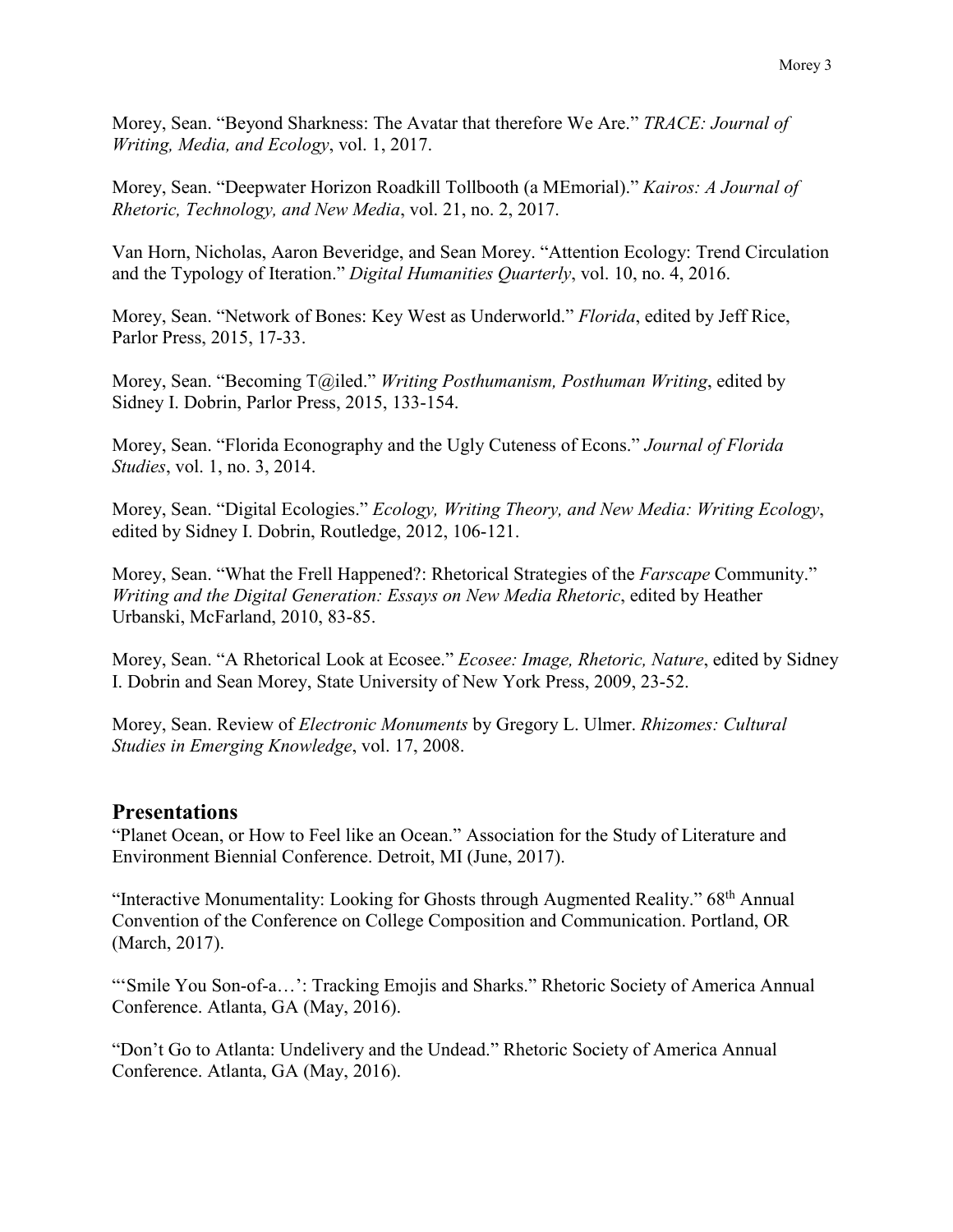Morey, Sean. "Beyond Sharkness: The Avatar that therefore We Are." *TRACE: Journal of Writing, Media, and Ecology*, vol. 1, 2017.

Morey, Sean. "Deepwater Horizon Roadkill Tollbooth (a MEmorial)." *Kairos: A Journal of Rhetoric, Technology, and New Media*, vol. 21, no. 2, 2017.

Van Horn, Nicholas, Aaron Beveridge, and Sean Morey. "Attention Ecology: Trend Circulation and the Typology of Iteration." *Digital Humanities Quarterly*, vol. 10, no. 4, 2016.

Morey, Sean. "Network of Bones: Key West as Underworld." *Florida*, edited by Jeff Rice, Parlor Press, 2015, 17-33.

Morey, Sean. "Becoming T@iled." *Writing Posthumanism, Posthuman Writing*, edited by Sidney I. Dobrin, Parlor Press, 2015, 133-154.

Morey, Sean. "Florida Econography and the Ugly Cuteness of Econs." *Journal of Florida Studies*, vol. 1, no. 3, 2014.

Morey, Sean. "Digital Ecologies." *Ecology, Writing Theory, and New Media: Writing Ecology*, edited by Sidney I. Dobrin, Routledge, 2012, 106-121.

Morey, Sean. "What the Frell Happened?: Rhetorical Strategies of the *Farscape* Community." *Writing and the Digital Generation: Essays on New Media Rhetoric*, edited by Heather Urbanski, McFarland, 2010, 83-85.

Morey, Sean. "A Rhetorical Look at Ecosee." *Ecosee: Image, Rhetoric, Nature*, edited by Sidney I. Dobrin and Sean Morey, State University of New York Press, 2009, 23-52.

Morey, Sean. Review of *Electronic Monuments* by Gregory L. Ulmer. *Rhizomes: Cultural Studies in Emerging Knowledge*, vol. 17, 2008.

## Presentations

"Planet Ocean, or How to Feel like an Ocean." Association for the Study of Literature and Environment Biennial Conference. Detroit, MI (June, 2017).

"Interactive Monumentality: Looking for Ghosts through Augmented Reality." 68th Annual Convention of the Conference on College Composition and Communication. Portland, OR (March, 2017).

"'Smile You Son-of-a…': Tracking Emojis and Sharks." Rhetoric Society of America Annual Conference. Atlanta, GA (May, 2016).

"Don't Go to Atlanta: Undelivery and the Undead." Rhetoric Society of America Annual Conference. Atlanta, GA (May, 2016).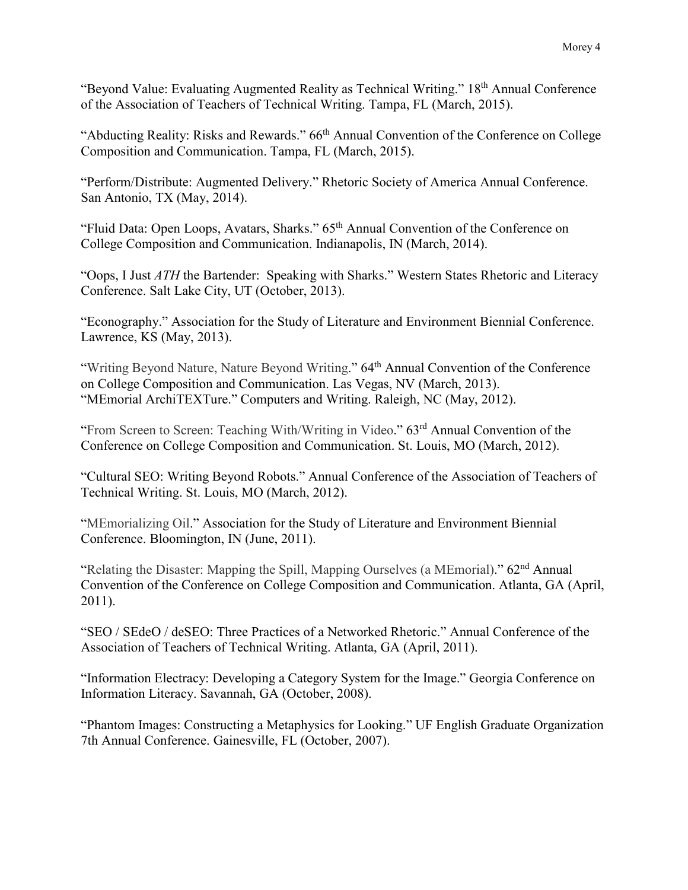"Beyond Value: Evaluating Augmented Reality as Technical Writing." 18th Annual Conference of the Association of Teachers of Technical Writing. Tampa, FL (March, 2015).

"Abducting Reality: Risks and Rewards." 66th Annual Convention of the Conference on College Composition and Communication. Tampa, FL (March, 2015).

"Perform/Distribute: Augmented Delivery." Rhetoric Society of America Annual Conference. San Antonio, TX (May, 2014).

"Fluid Data: Open Loops, Avatars, Sharks." 65th Annual Convention of the Conference on College Composition and Communication. Indianapolis, IN (March, 2014).

"Oops, I Just *ATH* the Bartender: Speaking with Sharks." Western States Rhetoric and Literacy Conference. Salt Lake City, UT (October, 2013).

"Econography." Association for the Study of Literature and Environment Biennial Conference. Lawrence, KS (May, 2013).

"Writing Beyond Nature, Nature Beyond Writing." 64th Annual Convention of the Conference on College Composition and Communication. Las Vegas, NV (March, 2013).

"MEmorial ArchiTEXTure." Computers and Writing. Raleigh, NC (May, 2012).

"From Screen to Screen: Teaching With/Writing in Video." 63rd Annual Convention of the Conference on College Composition and Communication. St. Louis, MO (March, 2012).

"Cultural SEO: Writing Beyond Robots." Annual Conference of the Association of Teachers of Technical Writing. St. Louis, MO (March, 2012).

"MEmorializing Oil." Association for the Study of Literature and Environment Biennial Conference. Bloomington, IN (June, 2011).

"Relating the Disaster: Mapping the Spill, Mapping Ourselves (a MEmorial)." 62nd Annual Convention of the Conference on College Composition and Communication. Atlanta, GA (April, 2011).

"SEO / SEdeO / deSEO: Three Practices of a Networked Rhetoric." Annual Conference of the Association of Teachers of Technical Writing. Atlanta, GA (April, 2011).

"Information Electracy: Developing a Category System for the Image." Georgia Conference on Information Literacy. Savannah, GA (October, 2008).

"Phantom Images: Constructing a Metaphysics for Looking." UF English Graduate Organization 7th Annual Conference. Gainesville, FL (October, 2007).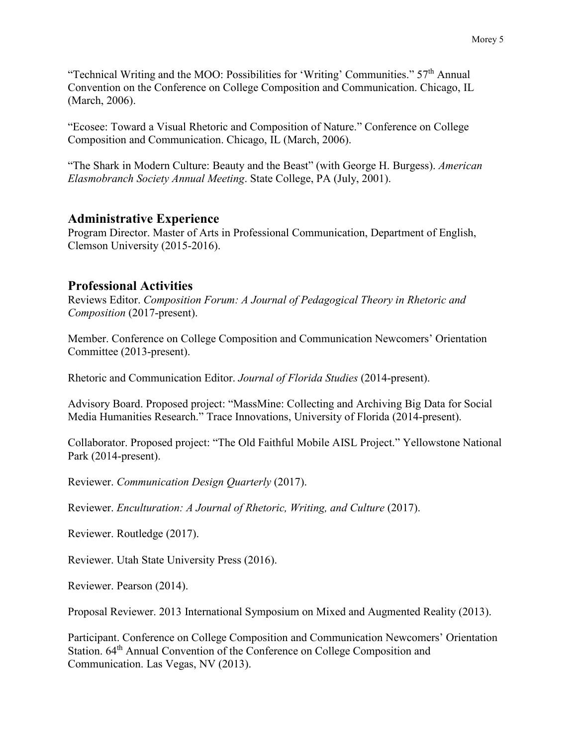"Technical Writing and the MOO: Possibilities for 'Writing' Communities." 57th Annual Convention on the Conference on College Composition and Communication. Chicago, IL (March, 2006).

"Ecosee: Toward a Visual Rhetoric and Composition of Nature." Conference on College Composition and Communication. Chicago, IL (March, 2006).

"The Shark in Modern Culture: Beauty and the Beast" (with George H. Burgess). *American Elasmobranch Society Annual Meeting*. State College, PA (July, 2001).

## Administrative Experience

Program Director. Master of Arts in Professional Communication, Department of English, Clemson University (2015-2016).

## Professional Activities

Reviews Editor. *Composition Forum: A Journal of Pedagogical Theory in Rhetoric and Composition* (2017-present).

Member. Conference on College Composition and Communication Newcomers' Orientation Committee (2013-present).

Rhetoric and Communication Editor. *Journal of Florida Studies* (2014-present).

Advisory Board. Proposed project: "MassMine: Collecting and Archiving Big Data for Social Media Humanities Research." Trace Innovations, University of Florida (2014-present).

Collaborator. Proposed project: "The Old Faithful Mobile AISL Project." Yellowstone National Park (2014-present).

Reviewer. *Communication Design Quarterly* (2017).

Reviewer. *Enculturation: A Journal of Rhetoric, Writing, and Culture* (2017).

Reviewer. Routledge (2017).

Reviewer. Utah State University Press (2016).

Reviewer. Pearson (2014).

Proposal Reviewer. 2013 International Symposium on Mixed and Augmented Reality (2013).

Participant. Conference on College Composition and Communication Newcomers' Orientation Station. 64th Annual Convention of the Conference on College Composition and Communication. Las Vegas, NV (2013).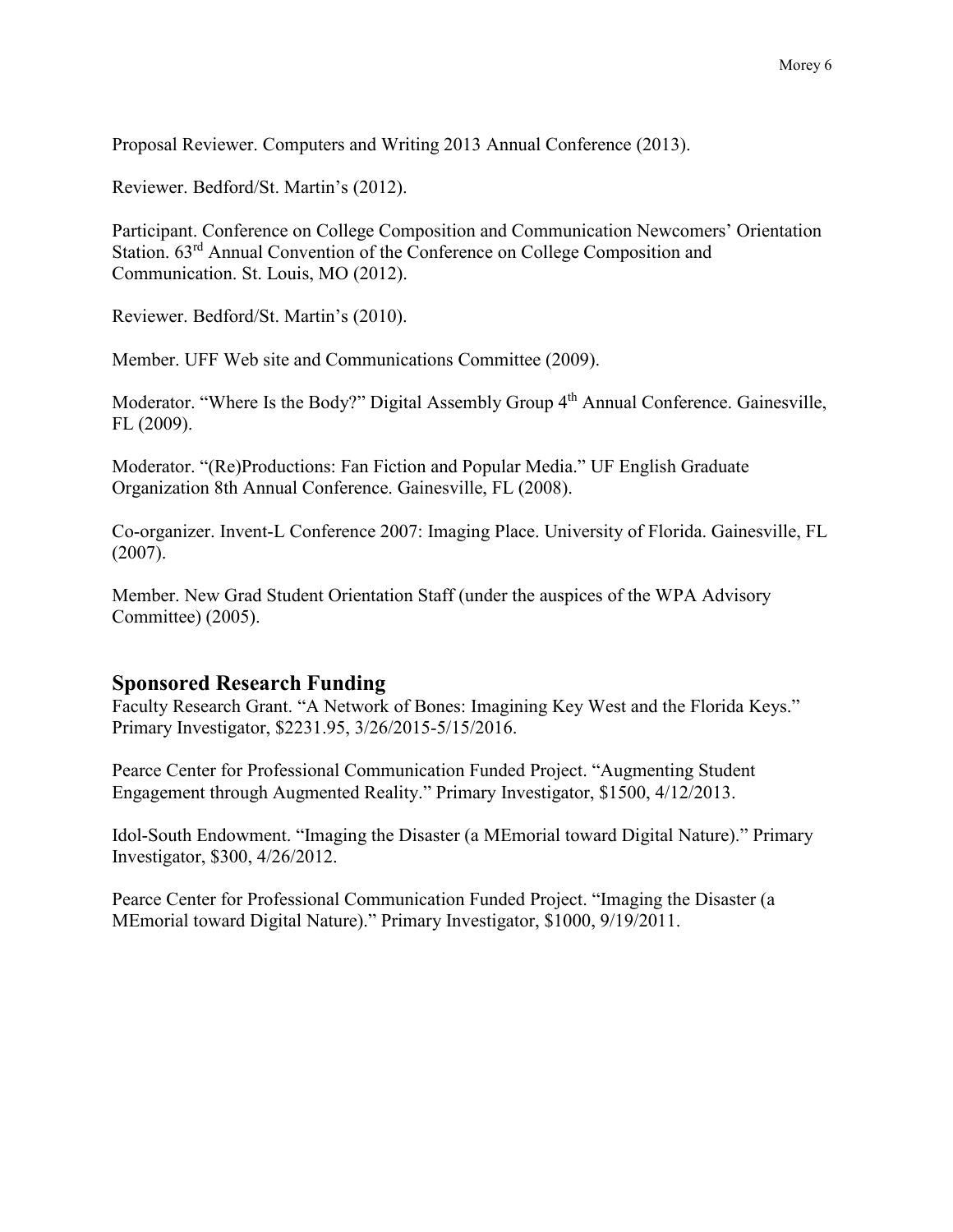Proposal Reviewer. Computers and Writing 2013 Annual Conference (2013).

Reviewer. Bedford/St. Martin's (2012).

Participant. Conference on College Composition and Communication Newcomers' Orientation Station. 63rd Annual Convention of the Conference on College Composition and Communication. St. Louis, MO (2012).

Reviewer. Bedford/St. Martin's (2010).

Member. UFF Web site and Communications Committee (2009).

Moderator. "Where Is the Body?" Digital Assembly Group 4th Annual Conference. Gainesville, FL (2009).

Moderator. "(Re)Productions: Fan Fiction and Popular Media." UF English Graduate Organization 8th Annual Conference. Gainesville, FL (2008).

Co-organizer. Invent-L Conference 2007: Imaging Place. University of Florida. Gainesville, FL (2007).

Member. New Grad Student Orientation Staff (under the auspices of the WPA Advisory Committee) (2005).

## Sponsored Research Funding

Faculty Research Grant. "A Network of Bones: Imagining Key West and the Florida Keys." Primary Investigator, $2231.95, 3/26/2015-5/15/2016.

Pearce Center for Professional Communication Funded Project. "Augmenting Student Engagement through Augmented Reality." Primary Investigator, $1500, 4/12/2013.

Idol-South Endowment. "Imaging the Disaster (a MEmorial toward Digital Nature)." Primary Investigator, $300, 4/26/2012.

Pearce Center for Professional Communication Funded Project. "Imaging the Disaster (a MEmorial toward Digital Nature)." Primary Investigator, $1000, 9/19/2011.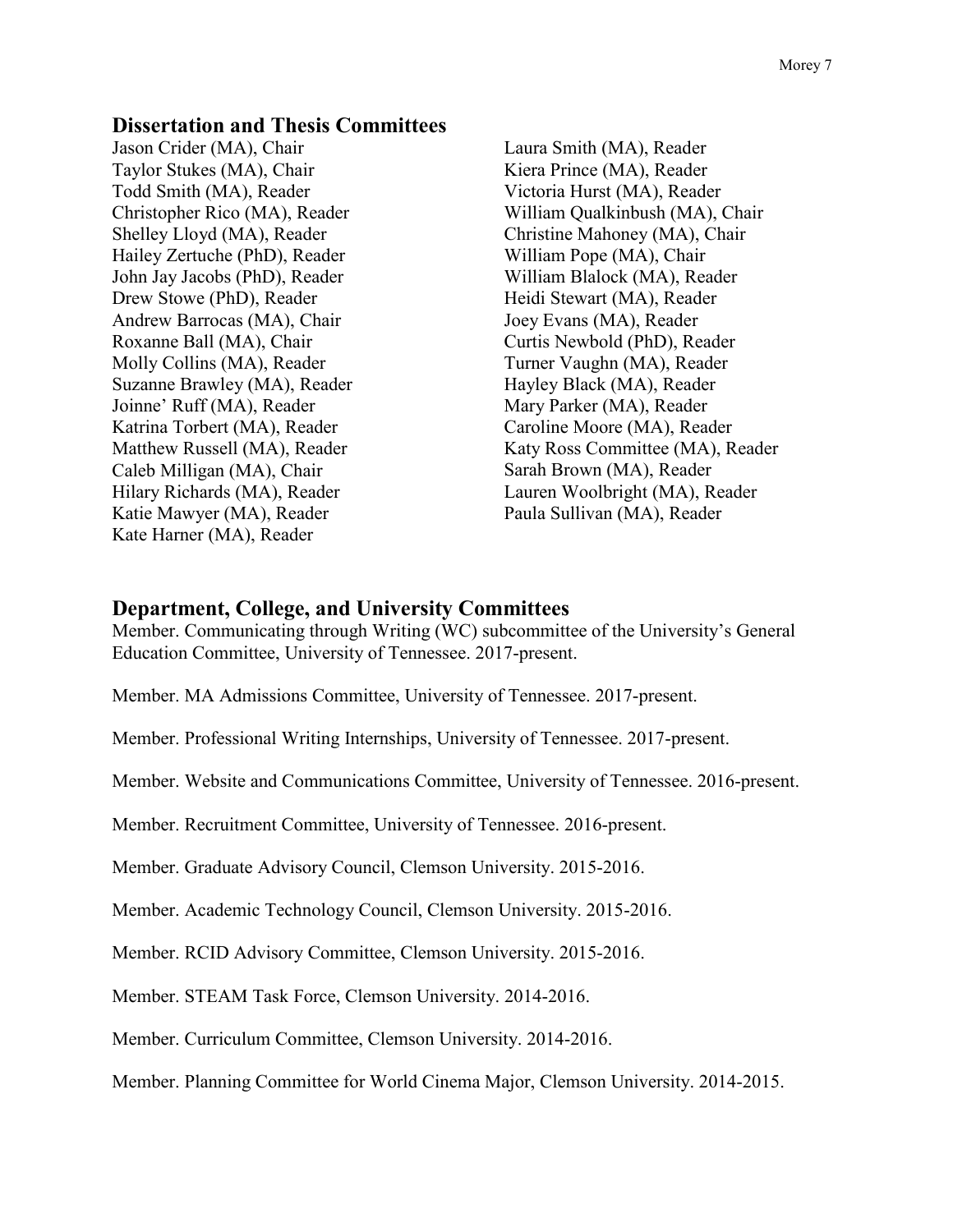## Dissertation and Thesis Committees

Jason Crider (MA), Chair
Taylor Stukes (MA), Chair
Todd Smith (MA), Reader
Christopher Rico (MA), Reader
Shelley Lloyd (MA), Reader
Hailey Zertuche (PhD), Reader
John Jay Jacobs (PhD), Reader
Drew Stowe (PhD), Reader
Andrew Barrocas (MA), Chair
Roxanne Ball (MA), Chair
Molly Collins (MA), Reader
Suzanne Brawley (MA), Reader
Joinne' Ruff (MA), Reader
Katrina Torbert (MA), Reader
Matthew Russell (MA), Reader
Caleb Milligan (MA), Chair
Hilary Richards (MA), Reader
Katie Mawyer (MA), Reader
Kate Harner (MA), Reader
Laura Smith (MA), Reader
Kiera Prince (MA), Reader
Victoria Hurst (MA), Reader
William Qualkinbush (MA), Chair
Christine Mahoney (MA), Chair
William Pope (MA), Chair
William Blalock (MA), Reader
Heidi Stewart (MA), Reader
Joey Evans (MA), Reader
Curtis Newbold (PhD), Reader
Turner Vaughn (MA), Reader
Hayley Black (MA), Reader
Mary Parker (MA), Reader
Caroline Moore (MA), Reader
Katy Ross Committee (MA), Reader
Sarah Brown (MA), Reader
Lauren Woolbright (MA), Reader
Paula Sullivan (MA), Reader

## Department, College, and University Committees

Member. Communicating through Writing (WC) subcommittee of the University's General Education Committee, University of Tennessee. 2017-present.

Member. MA Admissions Committee, University of Tennessee. 2017-present.

Member. Professional Writing Internships, University of Tennessee. 2017-present.

Member. Website and Communications Committee, University of Tennessee. 2016-present.

Member. Recruitment Committee, University of Tennessee. 2016-present.

Member. Graduate Advisory Council, Clemson University. 2015-2016.

Member. Academic Technology Council, Clemson University. 2015-2016.

Member. RCID Advisory Committee, Clemson University. 2015-2016.

Member. STEAM Task Force, Clemson University. 2014-2016.

Member. Curriculum Committee, Clemson University. 2014-2016.

Member. Planning Committee for World Cinema Major, Clemson University. 2014-2015.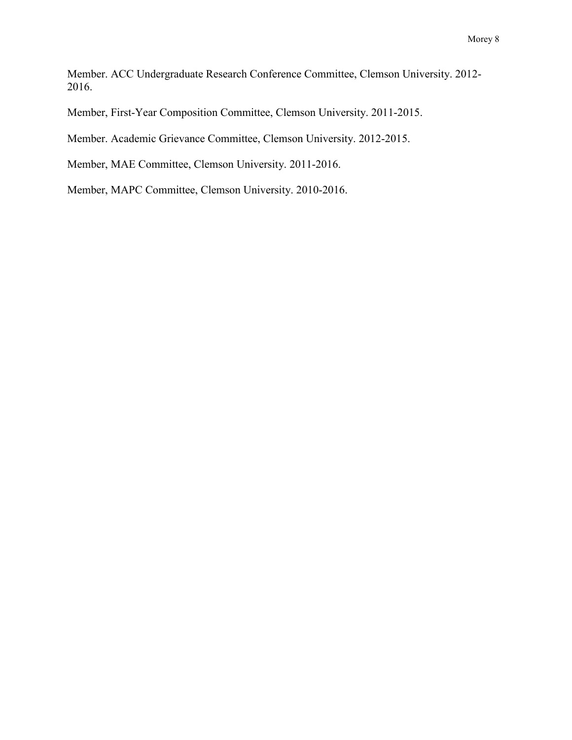Member. ACC Undergraduate Research Conference Committee, Clemson University. 2012-2016.

Member, First-Year Composition Committee, Clemson University. 2011-2015.

Member. Academic Grievance Committee, Clemson University. 2012-2015.

Member, MAE Committee, Clemson University. 2011-2016.

Member, MAPC Committee, Clemson University. 2010-2016.